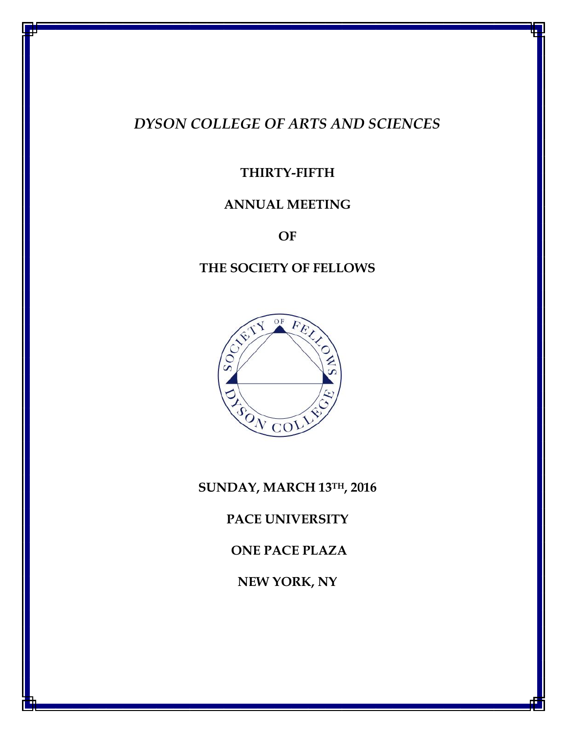*DYSON COLLEGE OF ARTS AND SCIENCES*

**THIRTY-FIFTH**

**ANNUAL MEETING**

**OF**

**THE SOCIETY OF FELLOWS**

**SUNDAY, MARCH 13TH, 2016**

**PACE UNIVERSITY**

**ONE PACE PLAZA**

**NEW YORK, NY**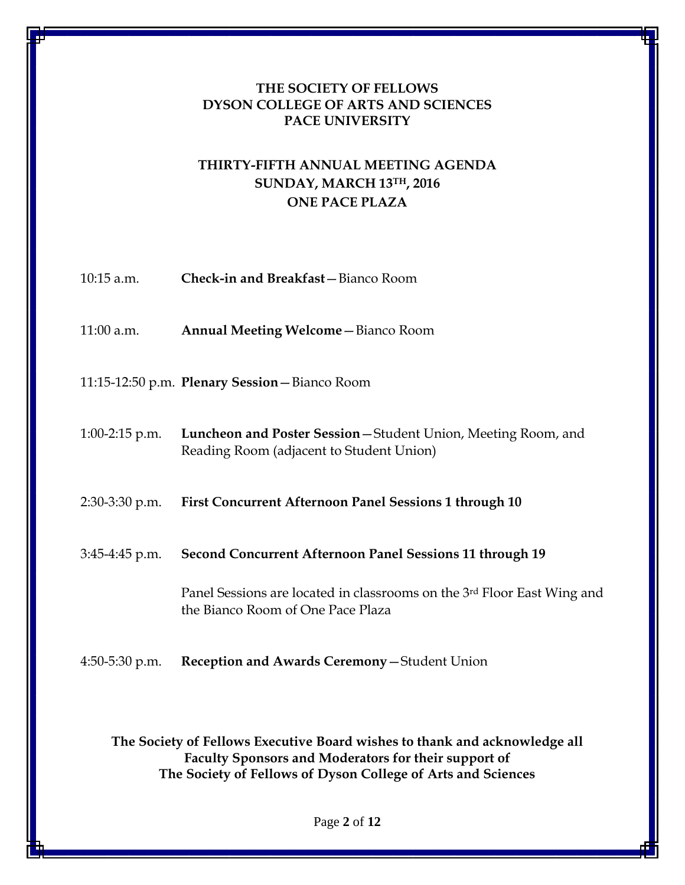**THE SOCIETY OF FELLOWS**
**DYSON COLLEGE OF ARTS AND SCIENCES**
**PACE UNIVERSITY**

# THIRTY-FIFTH ANNUAL MEETING AGENDA
## SUNDAY, MARCH 13TH, 2016
## ONE PACE PLAZA

10:15 a.m. **Check-in and Breakfast**—Bianco Room

11:00 a.m. **Annual Meeting Welcome**—Bianco Room

11:15-12:50 p.m. **Plenary Session**—Bianco Room

1:00-2:15 p.m. **Luncheon and Poster Session**—Student Union, Meeting Room, and Reading Room (adjacent to Student Union)

2:30-3:30 p.m. **First Concurrent Afternoon Panel Sessions 1 through 10**

3:45-4:45 p.m. **Second Concurrent Afternoon Panel Sessions 11 through 19**

Panel Sessions are located in classrooms on the 3rd Floor East Wing and the Bianco Room of One Pace Plaza

4:50-5:30 p.m. **Reception and Awards Ceremony**—Student Union

**The Society of Fellows Executive Board wishes to thank and acknowledge all Faculty Sponsors and Moderators for their support of The Society of Fellows of Dyson College of Arts and Sciences**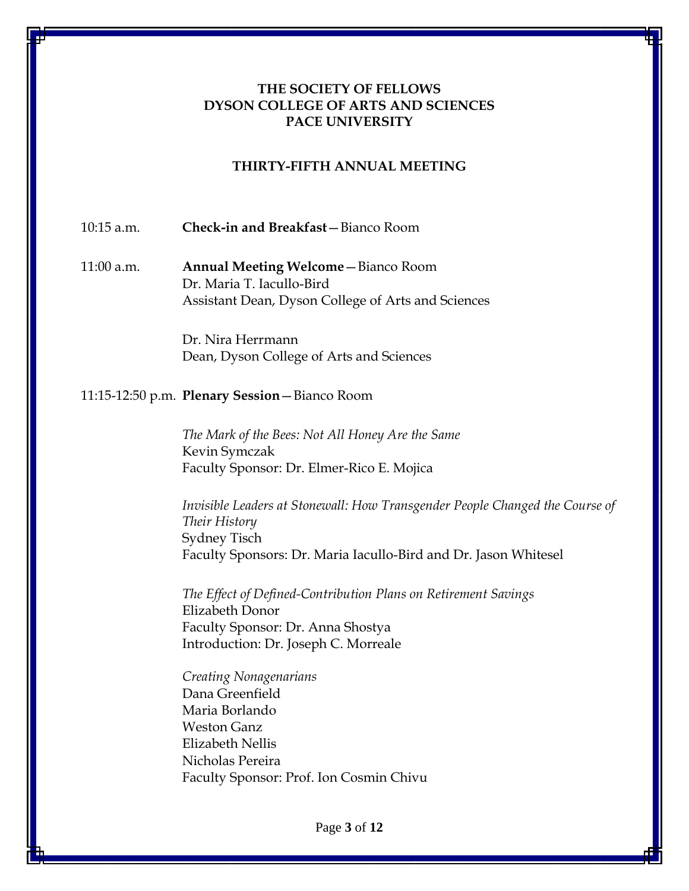**THE SOCIETY OF FELLOWS**
**DYSON COLLEGE OF ARTS AND SCIENCES**
**PACE UNIVERSITY**

**THIRTY-FIFTH ANNUAL MEETING**

10:15 a.m. **Check-in and Breakfast**—Bianco Room

11:00 a.m. **Annual Meeting Welcome**—Bianco Room
Dr. Maria T. Iacullo-Bird
Assistant Dean, Dyson College of Arts and Sciences

Dr. Nira Herrmann
Dean, Dyson College of Arts and Sciences

11:15-12:50 p.m. **Plenary Session**—Bianco Room

*The Mark of the Bees: Not All Honey Are the Same*
Kevin Symczak
Faculty Sponsor: Dr. Elmer-Rico E. Mojica

*Invisible Leaders at Stonewall: How Transgender People Changed the Course of Their History*
Sydney Tisch
Faculty Sponsors: Dr. Maria Iacullo-Bird and Dr. Jason Whitesel

*The Effect of Defined-Contribution Plans on Retirement Savings*
Elizabeth Donor
Faculty Sponsor: Dr. Anna Shostya
Introduction: Dr. Joseph C. Morreale

*Creating Nonagenarians*
Dana Greenfield
Maria Borlando
Weston Ganz
Elizabeth Nellis
Nicholas Pereira
Faculty Sponsor: Prof. Ion Cosmin Chivu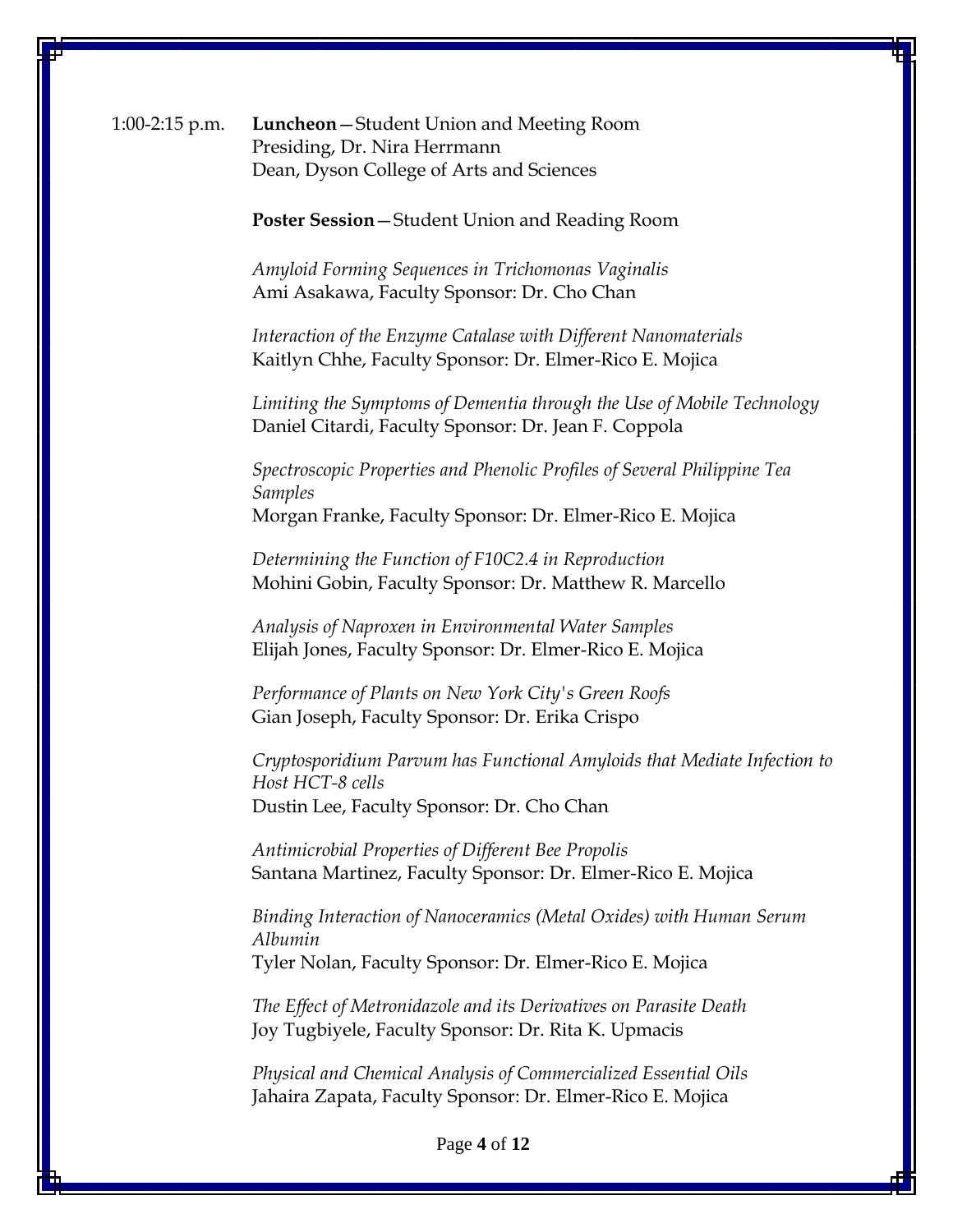1:00-2:15 p.m. **Luncheon**—Student Union and Meeting Room
Presiding, Dr. Nira Herrmann
Dean, Dyson College of Arts and Sciences

**Poster Session**—Student Union and Reading Room

*Amyloid Forming Sequences in Trichomonas Vaginalis*
Ami Asakawa, Faculty Sponsor: Dr. Cho Chan

*Interaction of the Enzyme Catalase with Different Nanomaterials*
Kaitlyn Chhe, Faculty Sponsor: Dr. Elmer-Rico E. Mojica

*Limiting the Symptoms of Dementia through the Use of Mobile Technology*
Daniel Citardi, Faculty Sponsor: Dr. Jean F. Coppola

*Spectroscopic Properties and Phenolic Profiles of Several Philippine Tea Samples*
Morgan Franke, Faculty Sponsor: Dr. Elmer-Rico E. Mojica

*Determining the Function of F10C2.4 in Reproduction*
Mohini Gobin, Faculty Sponsor: Dr. Matthew R. Marcello

*Analysis of Naproxen in Environmental Water Samples*
Elijah Jones, Faculty Sponsor: Dr. Elmer-Rico E. Mojica

*Performance of Plants on New York City's Green Roofs*
Gian Joseph, Faculty Sponsor: Dr. Erika Crispo

*Cryptosporidium Parvum has Functional Amyloids that Mediate Infection to Host HCT-8 cells*
Dustin Lee, Faculty Sponsor: Dr. Cho Chan

*Antimicrobial Properties of Different Bee Propolis*
Santana Martinez, Faculty Sponsor: Dr. Elmer-Rico E. Mojica

*Binding Interaction of Nanoceramics (Metal Oxides) with Human Serum Albumin*
Tyler Nolan, Faculty Sponsor: Dr. Elmer-Rico E. Mojica

*The Effect of Metronidazole and its Derivatives on Parasite Death*
Joy Tugbiyele, Faculty Sponsor: Dr. Rita K. Upmacis

*Physical and Chemical Analysis of Commercialized Essential Oils*
Jahaira Zapata, Faculty Sponsor: Dr. Elmer-Rico E. Mojica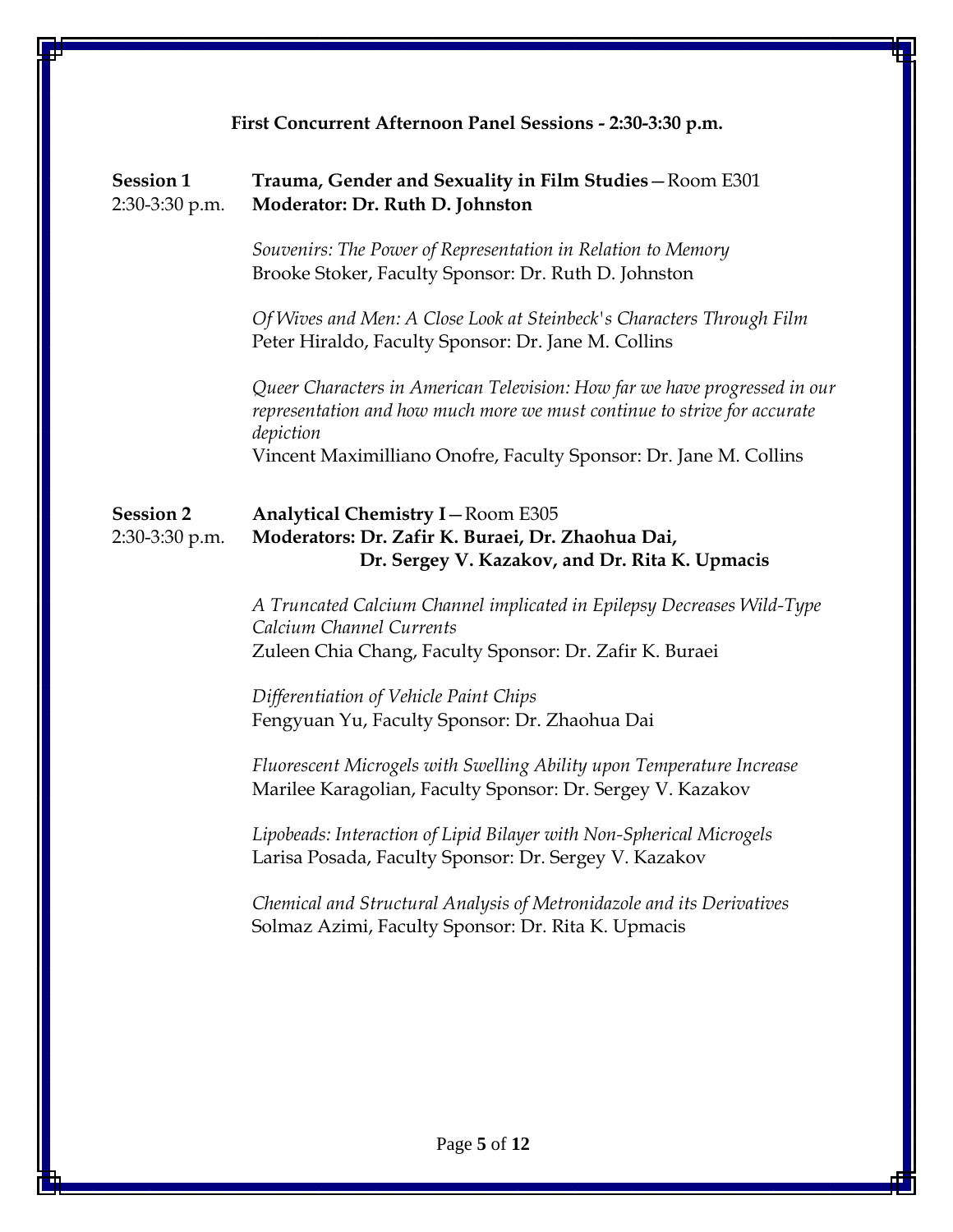## First Concurrent Afternoon Panel Sessions - 2:30-3:30 p.m.

**Session 1** 2:30-3:30 p.m.

**Trauma, Gender and Sexuality in Film Studies**—Room E301
**Moderator: Dr. Ruth D. Johnston**

*Souvenirs: The Power of Representation in Relation to Memory*
Brooke Stoker, Faculty Sponsor: Dr. Ruth D. Johnston

*Of Wives and Men: A Close Look at Steinbeck's Characters Through Film*
Peter Hiraldo, Faculty Sponsor: Dr. Jane M. Collins

*Queer Characters in American Television: How far we have progressed in our representation and how much more we must continue to strive for accurate depiction*
Vincent Maximilliano Onofre, Faculty Sponsor: Dr. Jane M. Collins

**Session 2** 2:30-3:30 p.m.

**Analytical Chemistry I**—Room E305
**Moderators: Dr. Zafir K. Buraei, Dr. Zhaohua Dai, Dr. Sergey V. Kazakov, and Dr. Rita K. Upmacis**

*A Truncated Calcium Channel implicated in Epilepsy Decreases Wild-Type Calcium Channel Currents*
Zuleen Chia Chang, Faculty Sponsor: Dr. Zafir K. Buraei

*Differentiation of Vehicle Paint Chips*
Fengyuan Yu, Faculty Sponsor: Dr. Zhaohua Dai

*Fluorescent Microgels with Swelling Ability upon Temperature Increase*
Marilee Karagolian, Faculty Sponsor: Dr. Sergey V. Kazakov

*Lipobeads: Interaction of Lipid Bilayer with Non-Spherical Microgels*
Larisa Posada, Faculty Sponsor: Dr. Sergey V. Kazakov

*Chemical and Structural Analysis of Metronidazole and its Derivatives*
Solmaz Azimi, Faculty Sponsor: Dr. Rita K. Upmacis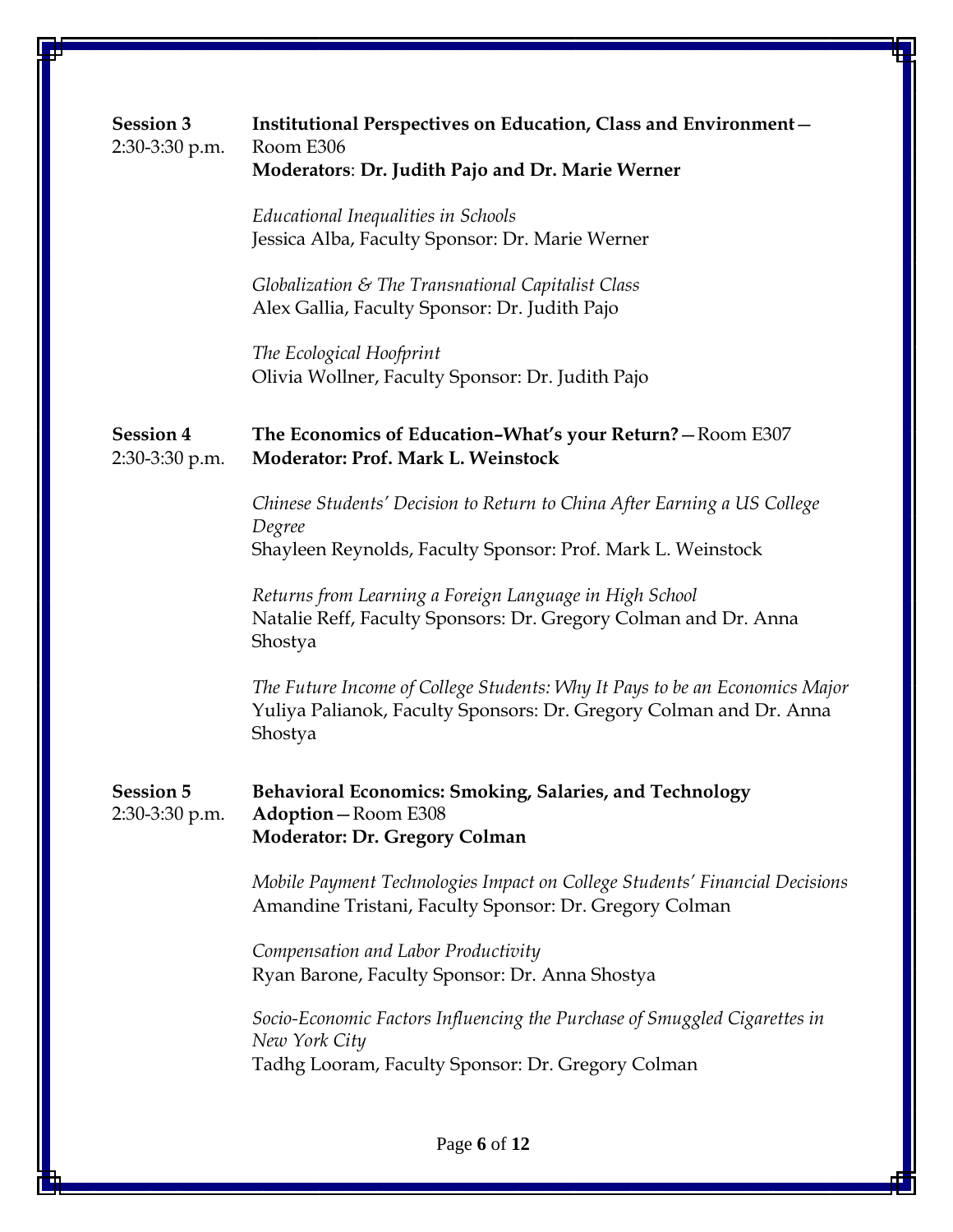**Session 3**
2:30-3:30 p.m.

**Institutional Perspectives on Education, Class and Environment**—Room E306
**Moderators**: **Dr. Judith Pajo and Dr. Marie Werner**

*Educational Inequalities in Schools*
Jessica Alba, Faculty Sponsor: Dr. Marie Werner

*Globalization & The Transnational Capitalist Class*
Alex Gallia, Faculty Sponsor: Dr. Judith Pajo

*The Ecological Hoofprint*
Olivia Wollner, Faculty Sponsor: Dr. Judith Pajo

**Session 4**
2:30-3:30 p.m.

**The Economics of Education–What's your Return?**—Room E307
**Moderator: Prof. Mark L. Weinstock**

*Chinese Students' Decision to Return to China After Earning a US College Degree*
Shayleen Reynolds, Faculty Sponsor: Prof. Mark L. Weinstock

*Returns from Learning a Foreign Language in High School*
Natalie Reff, Faculty Sponsors: Dr. Gregory Colman and Dr. Anna Shostya

*The Future Income of College Students: Why It Pays to be an Economics Major*
Yuliya Palianok, Faculty Sponsors: Dr. Gregory Colman and Dr. Anna Shostya

**Session 5**
2:30-3:30 p.m.

**Behavioral Economics: Smoking, Salaries, and Technology Adoption**—Room E308
**Moderator: Dr. Gregory Colman**

*Mobile Payment Technologies Impact on College Students' Financial Decisions*
Amandine Tristani, Faculty Sponsor: Dr. Gregory Colman

*Compensation and Labor Productivity*
Ryan Barone, Faculty Sponsor: Dr. Anna Shostya

*Socio-Economic Factors Influencing the Purchase of Smuggled Cigarettes in New York City*
Tadhg Looram, Faculty Sponsor: Dr. Gregory Colman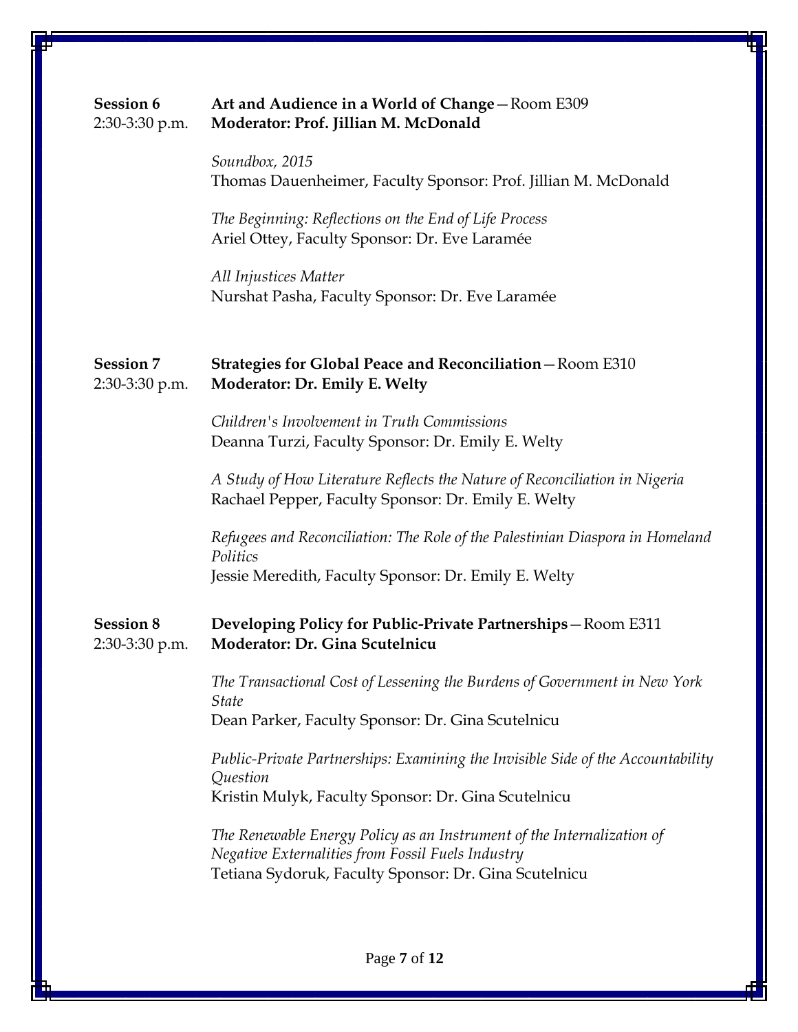**Session 6**
2:30-3:30 p.m.

**Art and Audience in a World of Change**—Room E309
**Moderator: Prof. Jillian M. McDonald**

*Soundbox, 2015*
Thomas Dauenheimer, Faculty Sponsor: Prof. Jillian M. McDonald

*The Beginning: Reflections on the End of Life Process*
Ariel Ottey, Faculty Sponsor: Dr. Eve Laramée

*All Injustices Matter*
Nurshat Pasha, Faculty Sponsor: Dr. Eve Laramée

**Session 7**
2:30-3:30 p.m.

**Strategies for Global Peace and Reconciliation**—Room E310
**Moderator: Dr. Emily E. Welty**

*Children's Involvement in Truth Commissions*
Deanna Turzi, Faculty Sponsor: Dr. Emily E. Welty

*A Study of How Literature Reflects the Nature of Reconciliation in Nigeria*
Rachael Pepper, Faculty Sponsor: Dr. Emily E. Welty

*Refugees and Reconciliation: The Role of the Palestinian Diaspora in Homeland Politics*
Jessie Meredith, Faculty Sponsor: Dr. Emily E. Welty

**Session 8**
2:30-3:30 p.m.

**Developing Policy for Public-Private Partnerships**—Room E311
**Moderator: Dr. Gina Scutelnicu**

*The Transactional Cost of Lessening the Burdens of Government in New York State*
Dean Parker, Faculty Sponsor: Dr. Gina Scutelnicu

*Public-Private Partnerships: Examining the Invisible Side of the Accountability Question*
Kristin Mulyk, Faculty Sponsor: Dr. Gina Scutelnicu

*The Renewable Energy Policy as an Instrument of the Internalization of Negative Externalities from Fossil Fuels Industry*
Tetiana Sydoruk, Faculty Sponsor: Dr. Gina Scutelnicu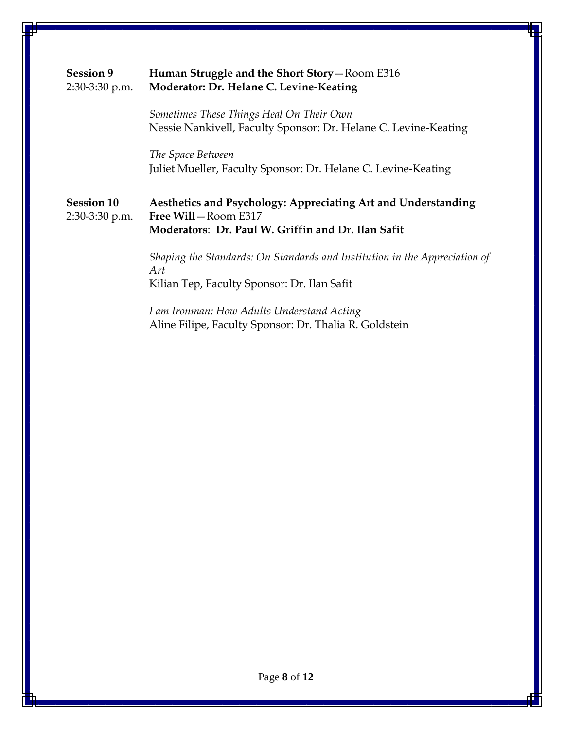**Session 9** — 2:30-3:30 p.m.

**Human Struggle and the Short Story**—Room E316
**Moderator: Dr. Helane C. Levine-Keating**

*Sometimes These Things Heal On Their Own*
Nessie Nankivell, Faculty Sponsor: Dr. Helane C. Levine-Keating

*The Space Between*
Juliet Mueller, Faculty Sponsor: Dr. Helane C. Levine-Keating

**Session 10** — 2:30-3:30 p.m.

**Aesthetics and Psychology: Appreciating Art and Understanding Free Will**—Room E317
**Moderators**: **Dr. Paul W. Griffin and Dr. Ilan Safit**

*Shaping the Standards: On Standards and Institution in the Appreciation of Art*
Kilian Tep, Faculty Sponsor: Dr. Ilan Safit

*I am Ironman: How Adults Understand Acting*
Aline Filipe, Faculty Sponsor: Dr. Thalia R. Goldstein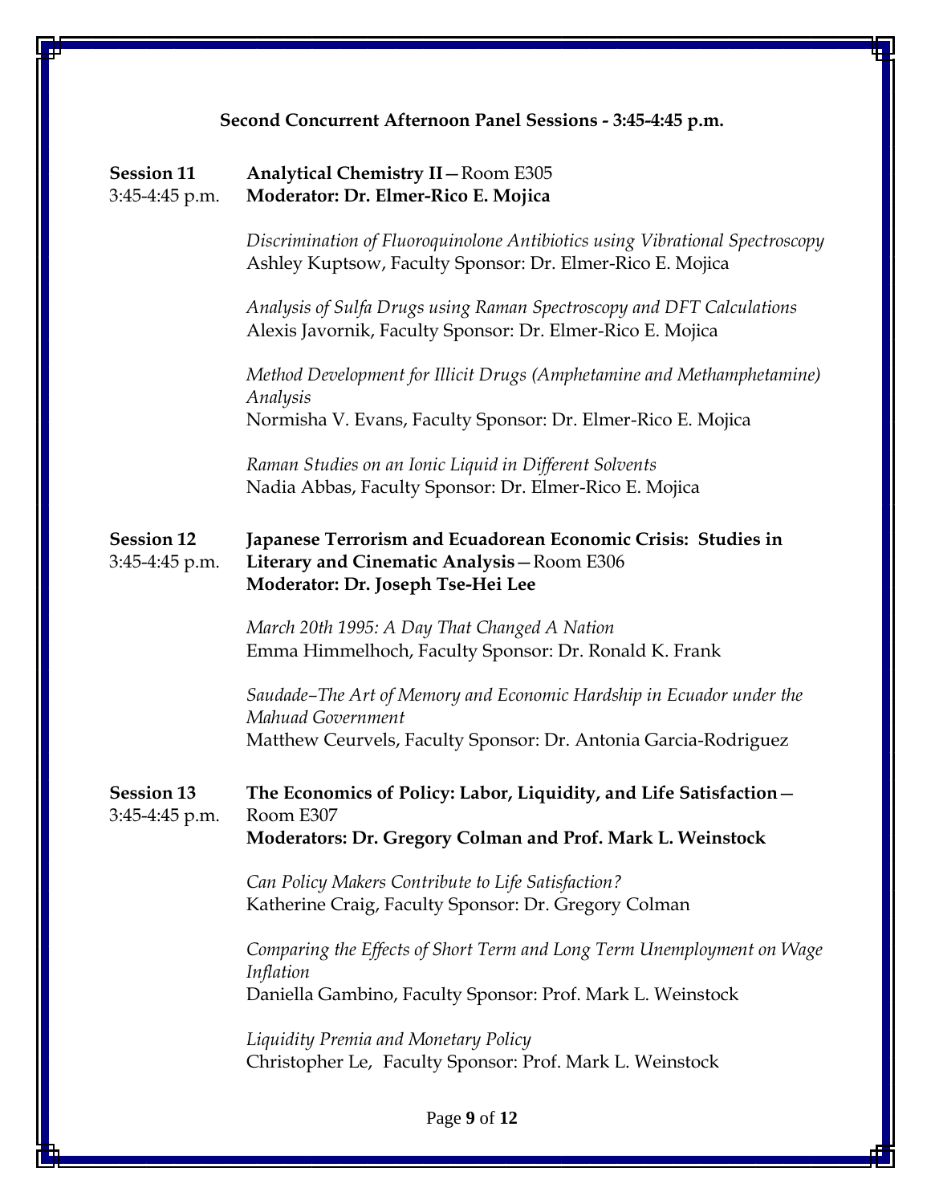## Second Concurrent Afternoon Panel Sessions - 3:45-4:45 p.m.

**Session 11**
3:45-4:45 p.m.

**Analytical Chemistry II**—Room E305
**Moderator: Dr. Elmer-Rico E. Mojica**

*Discrimination of Fluoroquinolone Antibiotics using Vibrational Spectroscopy*
Ashley Kuptsow, Faculty Sponsor: Dr. Elmer-Rico E. Mojica

*Analysis of Sulfa Drugs using Raman Spectroscopy and DFT Calculations*
Alexis Javornik, Faculty Sponsor: Dr. Elmer-Rico E. Mojica

*Method Development for Illicit Drugs (Amphetamine and Methamphetamine) Analysis*
Normisha V. Evans, Faculty Sponsor: Dr. Elmer-Rico E. Mojica

*Raman Studies on an Ionic Liquid in Different Solvents*
Nadia Abbas, Faculty Sponsor: Dr. Elmer-Rico E. Mojica

**Session 12**
3:45-4:45 p.m.

**Japanese Terrorism and Ecuadorean Economic Crisis: Studies in Literary and Cinematic Analysis**—Room E306
**Moderator: Dr. Joseph Tse-Hei Lee**

*March 20th 1995: A Day That Changed A Nation*
Emma Himmelhoch, Faculty Sponsor: Dr. Ronald K. Frank

*Saudade–The Art of Memory and Economic Hardship in Ecuador under the Mahuad Government*
Matthew Ceurvels, Faculty Sponsor: Dr. Antonia Garcia-Rodriguez

**Session 13**
3:45-4:45 p.m.

**The Economics of Policy: Labor, Liquidity, and Life Satisfaction**—Room E307
**Moderators: Dr. Gregory Colman and Prof. Mark L. Weinstock**

*Can Policy Makers Contribute to Life Satisfaction?*
Katherine Craig, Faculty Sponsor: Dr. Gregory Colman

*Comparing the Effects of Short Term and Long Term Unemployment on Wage Inflation*
Daniella Gambino, Faculty Sponsor: Prof. Mark L. Weinstock

*Liquidity Premia and Monetary Policy*
Christopher Le, Faculty Sponsor: Prof. Mark L. Weinstock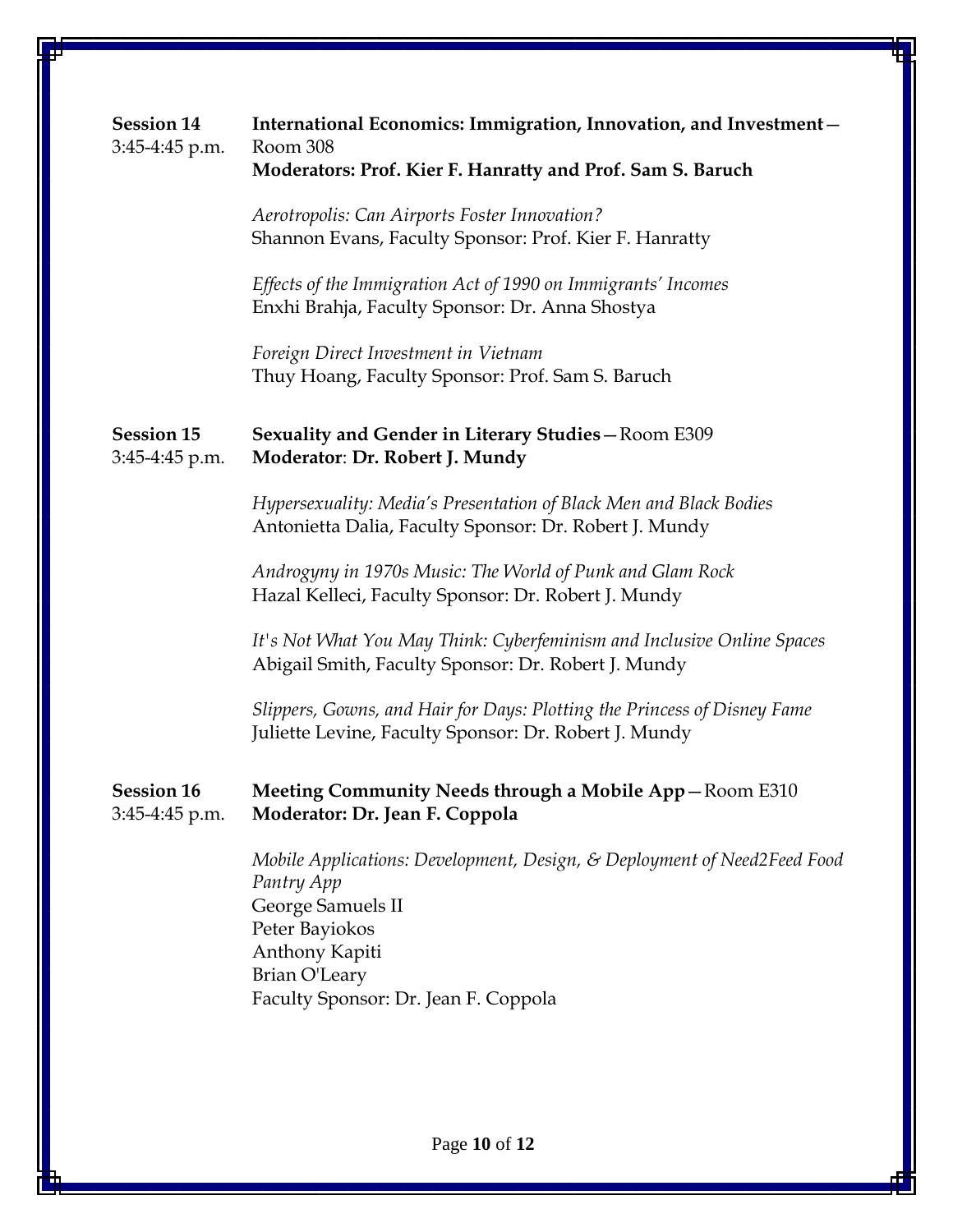**Session 14**
3:45-4:45 p.m.

**International Economics: Immigration, Innovation, and Investment**—Room 308
**Moderators: Prof. Kier F. Hanratty and Prof. Sam S. Baruch**

*Aerotropolis: Can Airports Foster Innovation?*
Shannon Evans, Faculty Sponsor: Prof. Kier F. Hanratty

*Effects of the Immigration Act of 1990 on Immigrants' Incomes*
Enxhi Brahja, Faculty Sponsor: Dr. Anna Shostya

*Foreign Direct Investment in Vietnam*
Thuy Hoang, Faculty Sponsor: Prof. Sam S. Baruch

**Session 15**
3:45-4:45 p.m.

**Sexuality and Gender in Literary Studies**—Room E309
**Moderator**: **Dr. Robert J. Mundy**

*Hypersexuality: Media's Presentation of Black Men and Black Bodies*
Antonietta Dalia, Faculty Sponsor: Dr. Robert J. Mundy

*Androgyny in 1970s Music: The World of Punk and Glam Rock*
Hazal Kelleci, Faculty Sponsor: Dr. Robert J. Mundy

*It's Not What You May Think: Cyberfeminism and Inclusive Online Spaces*
Abigail Smith, Faculty Sponsor: Dr. Robert J. Mundy

*Slippers, Gowns, and Hair for Days: Plotting the Princess of Disney Fame*
Juliette Levine, Faculty Sponsor: Dr. Robert J. Mundy

**Session 16**
3:45-4:45 p.m.

**Meeting Community Needs through a Mobile App**—Room E310
**Moderator: Dr. Jean F. Coppola**

*Mobile Applications: Development, Design, & Deployment of Need2Feed Food Pantry App*
George Samuels II
Peter Bayiokos
Anthony Kapiti
Brian O'Leary
Faculty Sponsor: Dr. Jean F. Coppola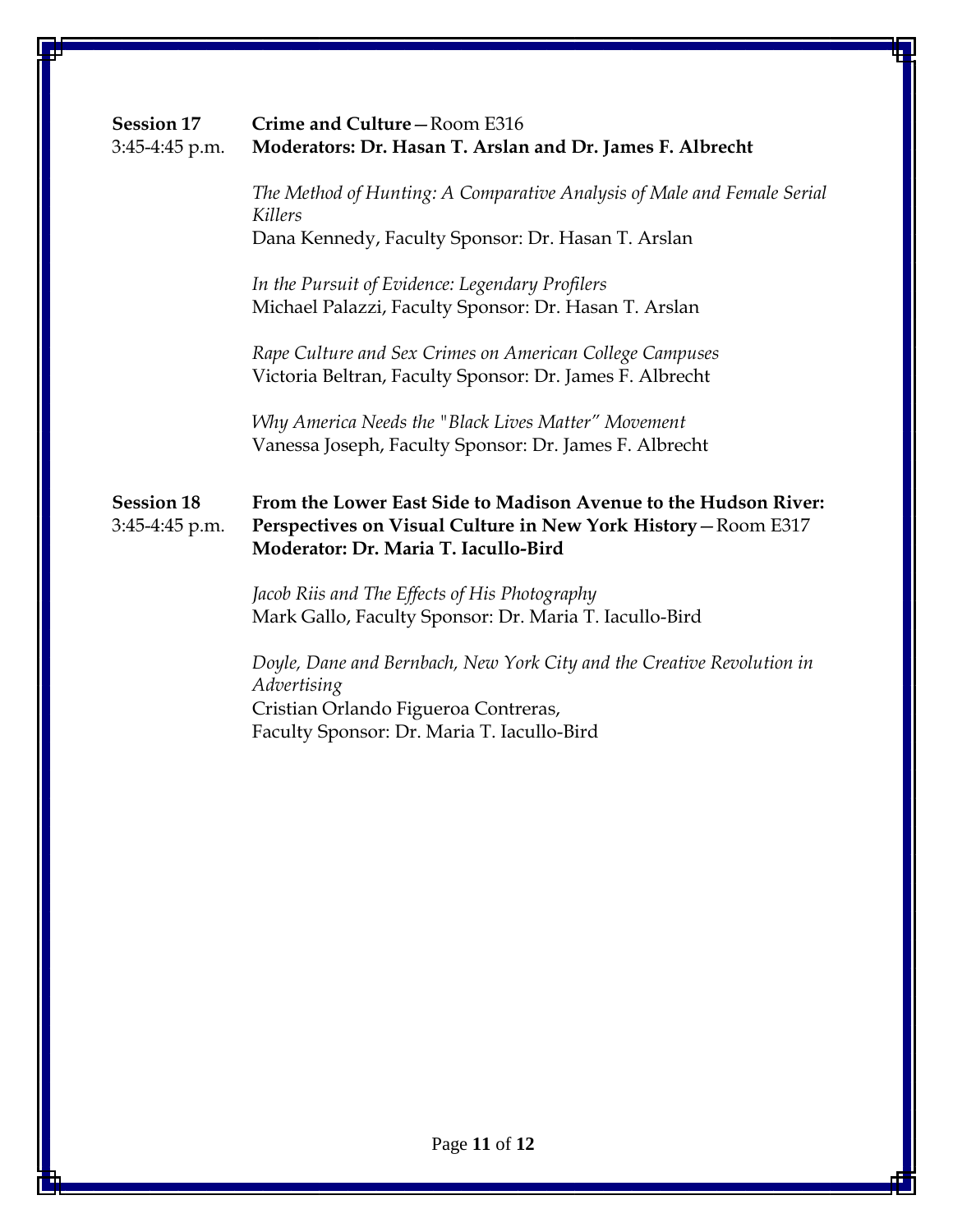**Session 17**
3:45-4:45 p.m.

**Crime and Culture**—Room E316
**Moderators: Dr. Hasan T. Arslan and Dr. James F. Albrecht**

*The Method of Hunting: A Comparative Analysis of Male and Female Serial Killers*
Dana Kennedy, Faculty Sponsor: Dr. Hasan T. Arslan

*In the Pursuit of Evidence: Legendary Profilers*
Michael Palazzi, Faculty Sponsor: Dr. Hasan T. Arslan

*Rape Culture and Sex Crimes on American College Campuses*
Victoria Beltran, Faculty Sponsor: Dr. James F. Albrecht

*Why America Needs the "Black Lives Matter" Movement*
Vanessa Joseph, Faculty Sponsor: Dr. James F. Albrecht

**Session 18**
3:45-4:45 p.m.

**From the Lower East Side to Madison Avenue to the Hudson River: Perspectives on Visual Culture in New York History**—Room E317
**Moderator: Dr. Maria T. Iacullo-Bird**

*Jacob Riis and The Effects of His Photography*
Mark Gallo, Faculty Sponsor: Dr. Maria T. Iacullo-Bird

*Doyle, Dane and Bernbach, New York City and the Creative Revolution in Advertising*
Cristian Orlando Figueroa Contreras,
Faculty Sponsor: Dr. Maria T. Iacullo-Bird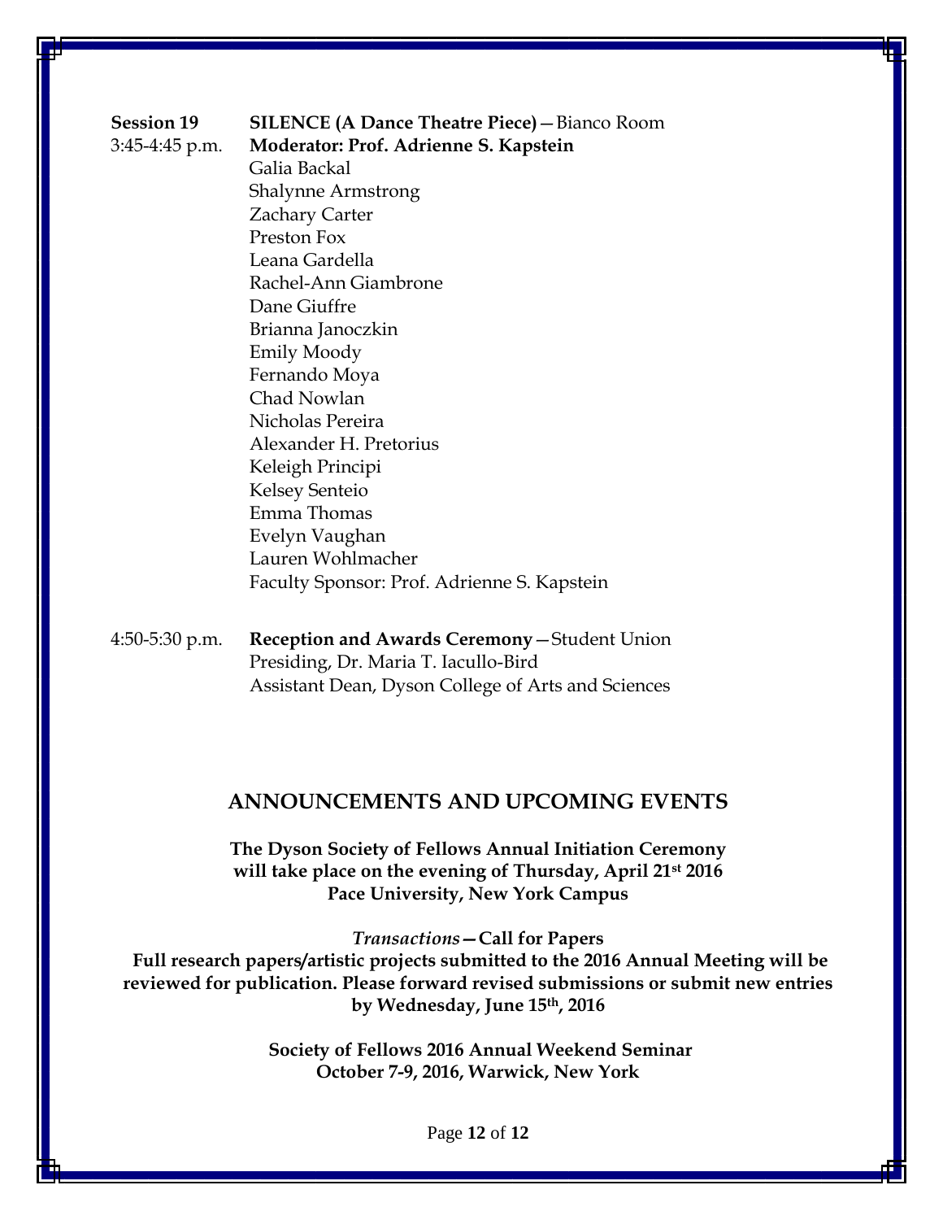**Session 19** **SILENCE (A Dance Theatre Piece)**—Bianco Room
3:45-4:45 p.m. **Moderator: Prof. Adrienne S. Kapstein**

Galia Backal
Shalynne Armstrong
Zachary Carter
Preston Fox
Leana Gardella
Rachel-Ann Giambrone
Dane Giuffre
Brianna Janoczkin
Emily Moody
Fernando Moya
Chad Nowlan
Nicholas Pereira
Alexander H. Pretorius
Keleigh Principi
Kelsey Senteio
Emma Thomas
Evelyn Vaughan
Lauren Wohlmacher
Faculty Sponsor: Prof. Adrienne S. Kapstein

4:50-5:30 p.m. **Reception and Awards Ceremony**—Student Union
Presiding, Dr. Maria T. Iacullo-Bird
Assistant Dean, Dyson College of Arts and Sciences

## ANNOUNCEMENTS AND UPCOMING EVENTS

**The Dyson Society of Fellows Annual Initiation Ceremony will take place on the evening of Thursday, April 21st 2016 Pace University, New York Campus**

***Transactions*—Call for Papers**
**Full research papers/artistic projects submitted to the 2016 Annual Meeting will be reviewed for publication. Please forward revised submissions or submit new entries by Wednesday, June 15th, 2016**

**Society of Fellows 2016 Annual Weekend Seminar**
**October 7-9, 2016, Warwick, New York**